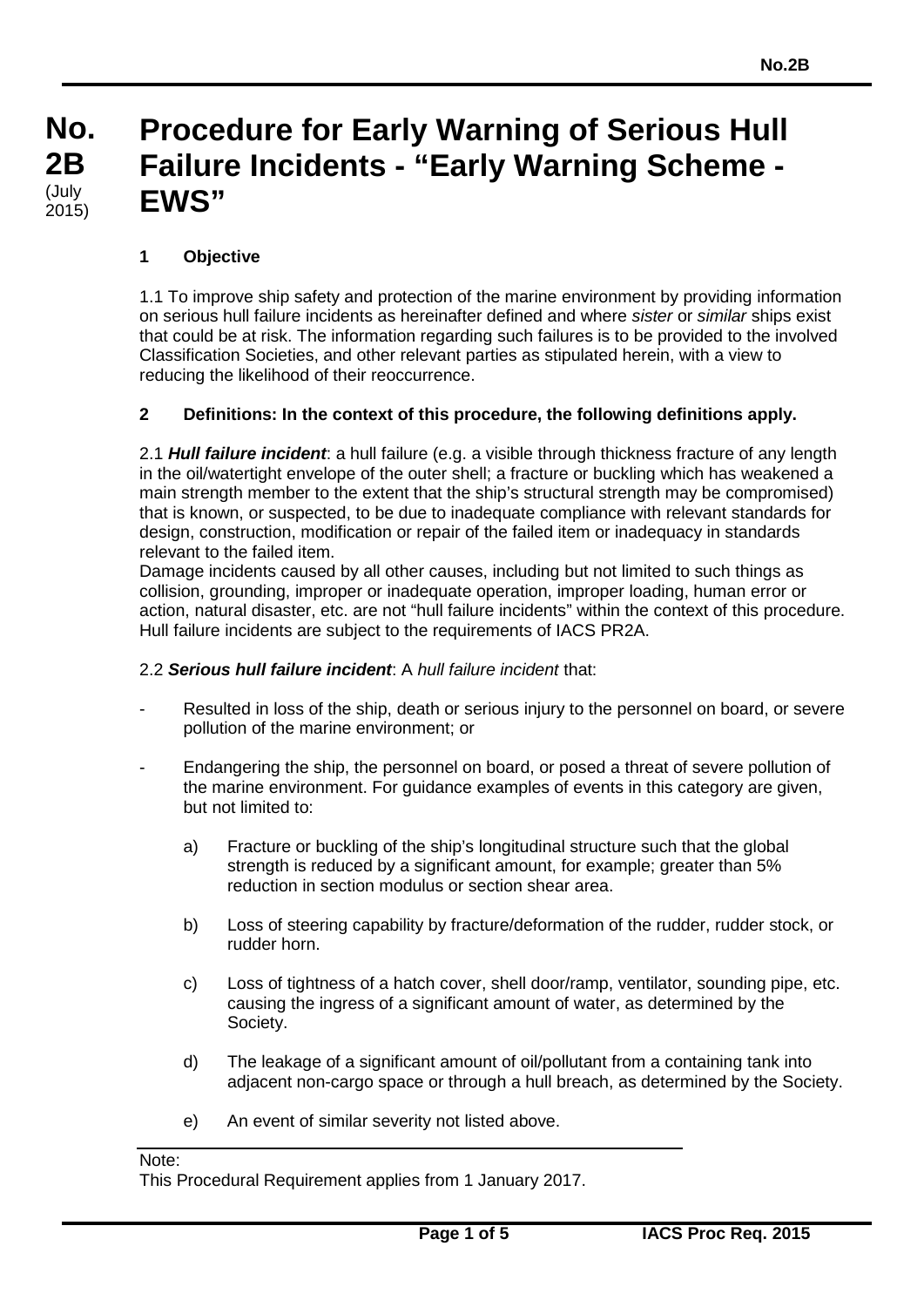**No. 2B** (July 2015)

# Procedure for Early Warning of Serious Hull Failure Incidents - "Early Warning Scheme - EWS"

## 1 Objective

1.1 To improve ship safety and protection of the marine environment by providing information on serious hull failure incidents as hereinafter defined and where *sister* or *similar* ships exist that could be at risk. The information regarding such failures is to be provided to the involved Classification Societies, and other relevant parties as stipulated herein, with a view to reducing the likelihood of their reoccurrence.

## 2 Definitions: In the context of this procedure, the following definitions apply.

2.1 ***Hull failure incident***: a hull failure (e.g. a visible through thickness fracture of any length in the oil/watertight envelope of the outer shell; a fracture or buckling which has weakened a main strength member to the extent that the ship's structural strength may be compromised) that is known, or suspected, to be due to inadequate compliance with relevant standards for design, construction, modification or repair of the failed item or inadequacy in standards relevant to the failed item.
Damage incidents caused by all other causes, including but not limited to such things as collision, grounding, improper or inadequate operation, improper loading, human error or action, natural disaster, etc. are not "hull failure incidents" within the context of this procedure. Hull failure incidents are subject to the requirements of IACS PR2A.

2.2 ***Serious hull failure incident***: A *hull failure incident* that:

- Resulted in loss of the ship, death or serious injury to the personnel on board, or severe pollution of the marine environment; or

- Endangering the ship, the personnel on board, or posed a threat of severe pollution of the marine environment. For guidance examples of events in this category are given, but not limited to:

  a) Fracture or buckling of the ship's longitudinal structure such that the global strength is reduced by a significant amount, for example; greater than 5% reduction in section modulus or section shear area.

  b) Loss of steering capability by fracture/deformation of the rudder, rudder stock, or rudder horn.

  c) Loss of tightness of a hatch cover, shell door/ramp, ventilator, sounding pipe, etc. causing the ingress of a significant amount of water, as determined by the Society.

  d) The leakage of a significant amount of oil/pollutant from a containing tank into adjacent non-cargo space or through a hull breach, as determined by the Society.

  e) An event of similar severity not listed above.

---

Note:
This Procedural Requirement applies from 1 January 2017.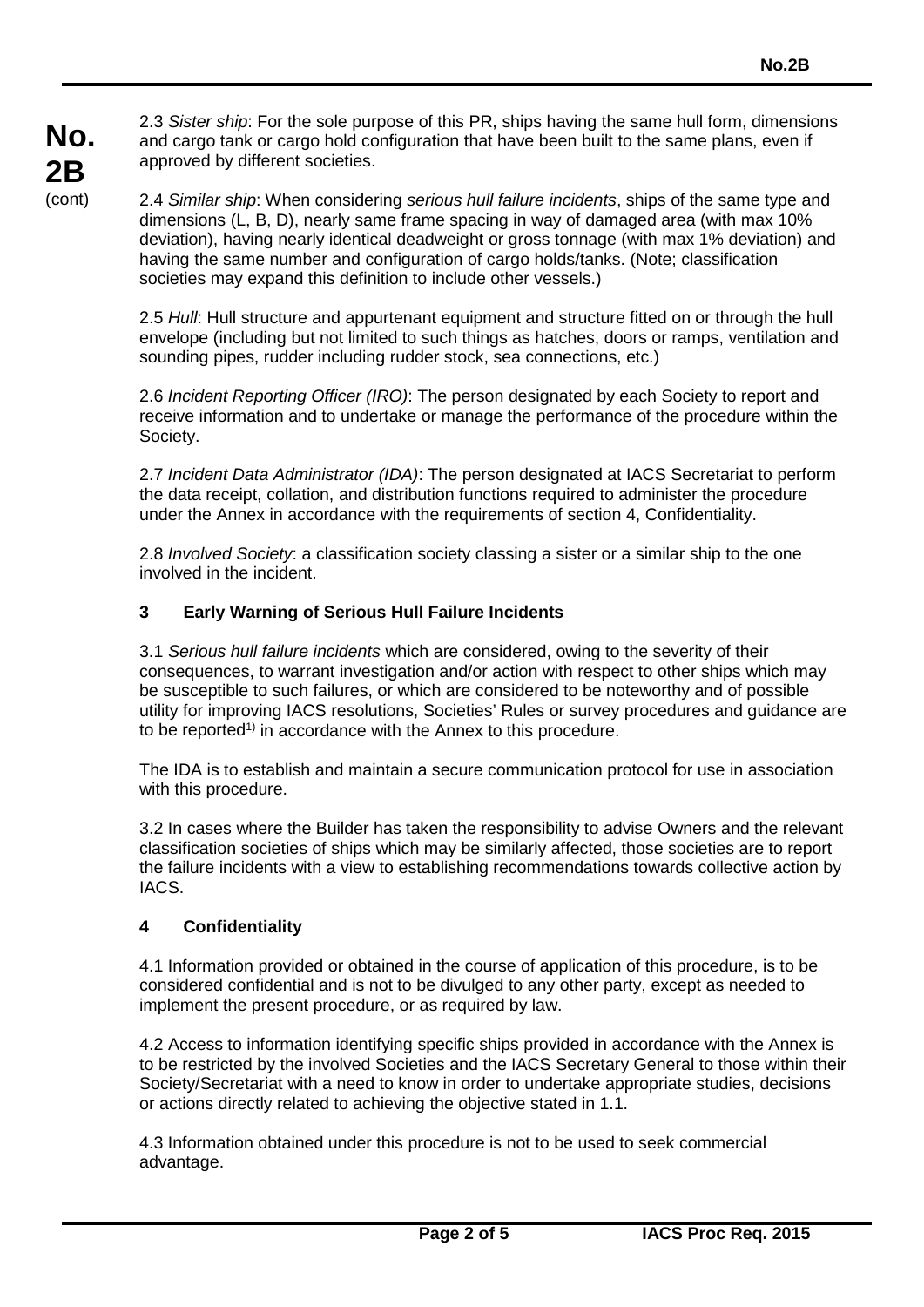2.3 *Sister ship*: For the sole purpose of this PR, ships having the same hull form, dimensions and cargo tank or cargo hold configuration that have been built to the same plans, even if approved by different societies.

2.4 *Similar ship*: When considering *serious hull failure incidents*, ships of the same type and dimensions (L, B, D), nearly same frame spacing in way of damaged area (with max 10% deviation), having nearly identical deadweight or gross tonnage (with max 1% deviation) and having the same number and configuration of cargo holds/tanks. (Note; classification societies may expand this definition to include other vessels.)

2.5 *Hull*: Hull structure and appurtenant equipment and structure fitted on or through the hull envelope (including but not limited to such things as hatches, doors or ramps, ventilation and sounding pipes, rudder including rudder stock, sea connections, etc.)

2.6 *Incident Reporting Officer (IRO)*: The person designated by each Society to report and receive information and to undertake or manage the performance of the procedure within the Society.

2.7 *Incident Data Administrator (IDA)*: The person designated at IACS Secretariat to perform the data receipt, collation, and distribution functions required to administer the procedure under the Annex in accordance with the requirements of section 4, Confidentiality.

2.8 *Involved Society*: a classification society classing a sister or a similar ship to the one involved in the incident.

## 3 Early Warning of Serious Hull Failure Incidents

3.1 *Serious hull failure incidents* which are considered, owing to the severity of their consequences, to warrant investigation and/or action with respect to other ships which may be susceptible to such failures, or which are considered to be noteworthy and of possible utility for improving IACS resolutions, Societies' Rules or survey procedures and guidance are to be reported[1)] in accordance with the Annex to this procedure.

The IDA is to establish and maintain a secure communication protocol for use in association with this procedure.

3.2 In cases where the Builder has taken the responsibility to advise Owners and the relevant classification societies of ships which may be similarly affected, those societies are to report the failure incidents with a view to establishing recommendations towards collective action by IACS.

## 4 Confidentiality

4.1 Information provided or obtained in the course of application of this procedure, is to be considered confidential and is not to be divulged to any other party, except as needed to implement the present procedure, or as required by law.

4.2 Access to information identifying specific ships provided in accordance with the Annex is to be restricted by the involved Societies and the IACS Secretary General to those within their Society/Secretariat with a need to know in order to undertake appropriate studies, decisions or actions directly related to achieving the objective stated in 1.1.

4.3 Information obtained under this procedure is not to be used to seek commercial advantage.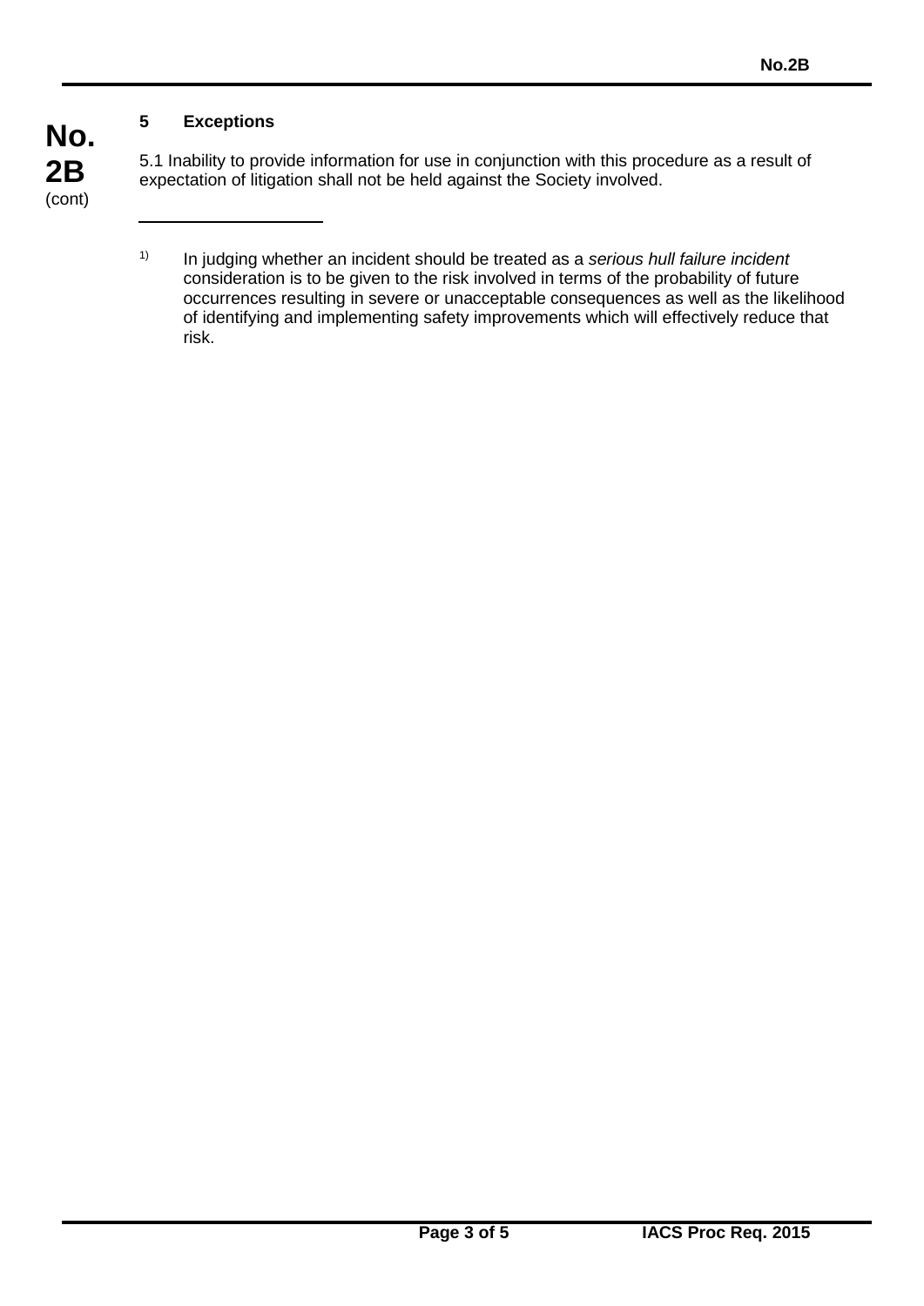## 5 Exceptions

5.1 Inability to provide information for use in conjunction with this procedure as a result of expectation of litigation shall not be held against the Society involved.

---

[1] In judging whether an incident should be treated as a *serious hull failure incident* consideration is to be given to the risk involved in terms of the probability of future occurrences resulting in severe or unacceptable consequences as well as the likelihood of identifying and implementing safety improvements which will effectively reduce that risk.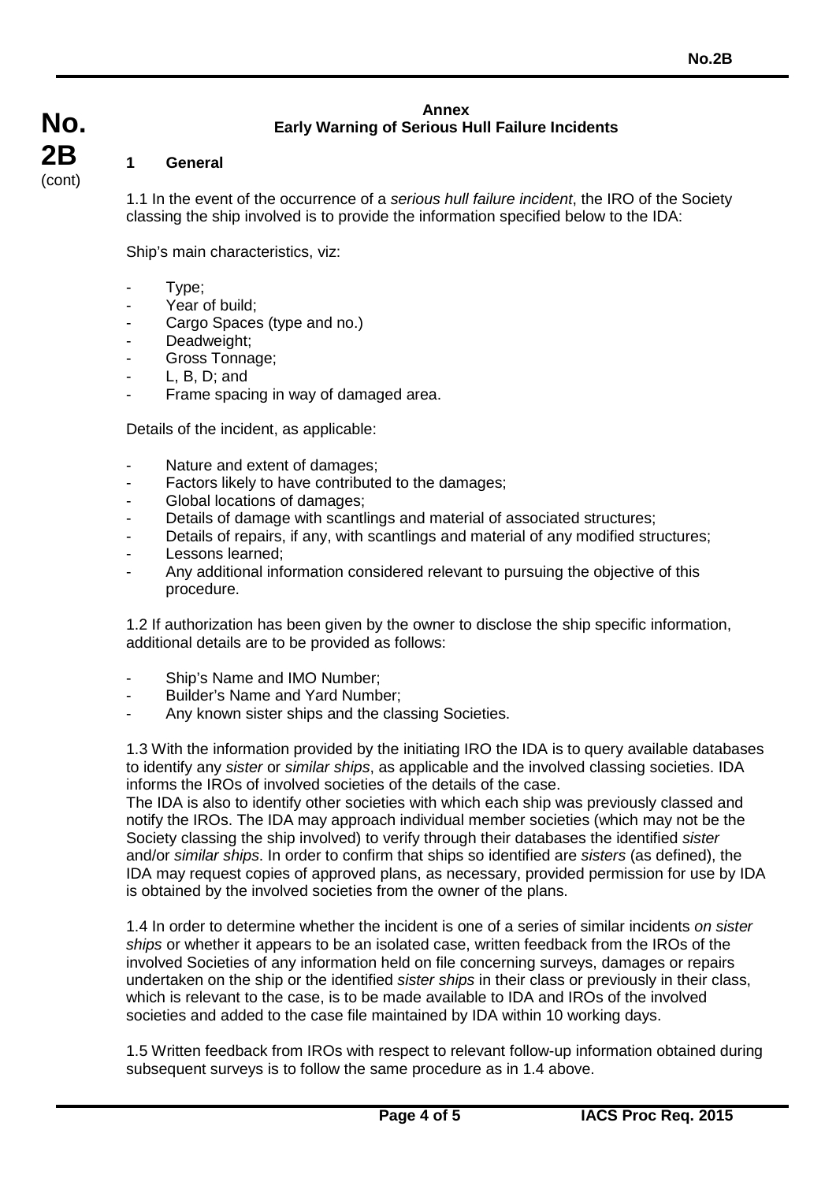## Annex
## Early Warning of Serious Hull Failure Incidents

### 1 General

1.1 In the event of the occurrence of a *serious hull failure incident*, the IRO of the Society classing the ship involved is to provide the information specified below to the IDA:

Ship's main characteristics, viz:

- Type;
- Year of build;
- Cargo Spaces (type and no.)
- Deadweight;
- Gross Tonnage;
- L, B, D; and
- Frame spacing in way of damaged area.

Details of the incident, as applicable:

- Nature and extent of damages;
- Factors likely to have contributed to the damages;
- Global locations of damages;
- Details of damage with scantlings and material of associated structures;
- Details of repairs, if any, with scantlings and material of any modified structures;
- Lessons learned;
- Any additional information considered relevant to pursuing the objective of this procedure.

1.2 If authorization has been given by the owner to disclose the ship specific information, additional details are to be provided as follows:

- Ship's Name and IMO Number;
- Builder's Name and Yard Number;
- Any known sister ships and the classing Societies.

1.3 With the information provided by the initiating IRO the IDA is to query available databases to identify any *sister* or *similar ships*, as applicable and the involved classing societies. IDA informs the IROs of involved societies of the details of the case.
The IDA is also to identify other societies with which each ship was previously classed and notify the IROs. The IDA may approach individual member societies (which may not be the Society classing the ship involved) to verify through their databases the identified *sister* and/or *similar ships*. In order to confirm that ships so identified are *sisters* (as defined), the IDA may request copies of approved plans, as necessary, provided permission for use by IDA is obtained by the involved societies from the owner of the plans.

1.4 In order to determine whether the incident is one of a series of similar incidents *on sister ships* or whether it appears to be an isolated case, written feedback from the IROs of the involved Societies of any information held on file concerning surveys, damages or repairs undertaken on the ship or the identified *sister ships* in their class or previously in their class, which is relevant to the case, is to be made available to IDA and IROs of the involved societies and added to the case file maintained by IDA within 10 working days.

1.5 Written feedback from IROs with respect to relevant follow-up information obtained during subsequent surveys is to follow the same procedure as in 1.4 above.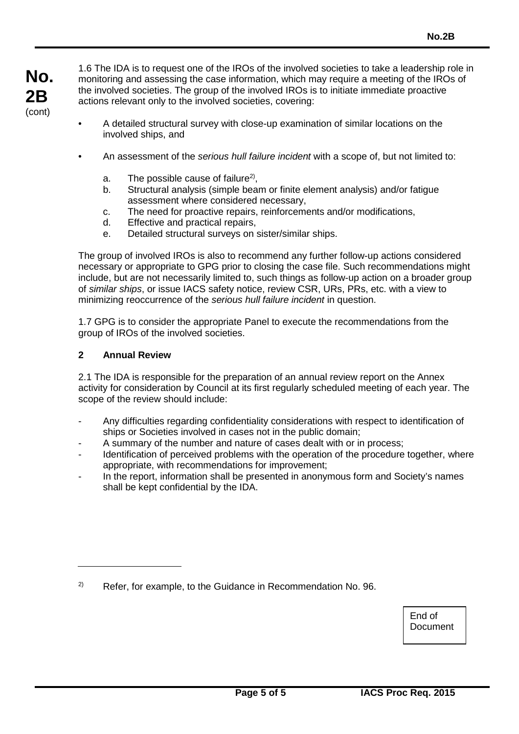1.6 The IDA is to request one of the IROs of the involved societies to take a leadership role in monitoring and assessing the case information, which may require a meeting of the IROs of the involved societies. The group of the involved IROs is to initiate immediate proactive actions relevant only to the involved societies, covering:

- A detailed structural survey with close-up examination of similar locations on the involved ships, and
- An assessment of the *serious hull failure incident* with a scope of, but not limited to:
  a. The possible cause of failure[2],
  b. Structural analysis (simple beam or finite element analysis) and/or fatigue assessment where considered necessary,
  c. The need for proactive repairs, reinforcements and/or modifications,
  d. Effective and practical repairs,
  e. Detailed structural surveys on sister/similar ships.

The group of involved IROs is also to recommend any further follow-up actions considered necessary or appropriate to GPG prior to closing the case file. Such recommendations might include, but are not necessarily limited to, such things as follow-up action on a broader group of *similar ships*, or issue IACS safety notice, review CSR, URs, PRs, etc. with a view to minimizing reoccurrence of the *serious hull failure incident* in question.

1.7 GPG is to consider the appropriate Panel to execute the recommendations from the group of IROs of the involved societies.

## 2 Annual Review

2.1 The IDA is responsible for the preparation of an annual review report on the Annex activity for consideration by Council at its first regularly scheduled meeting of each year. The scope of the review should include:

- Any difficulties regarding confidentiality considerations with respect to identification of ships or Societies involved in cases not in the public domain;
- A summary of the number and nature of cases dealt with or in process;
- Identification of perceived problems with the operation of the procedure together, where appropriate, with recommendations for improvement;
- In the report, information shall be presented in anonymous form and Society's names shall be kept confidential by the IDA.

---

[2] Refer, for example, to the Guidance in Recommendation No. 96.

End of Document